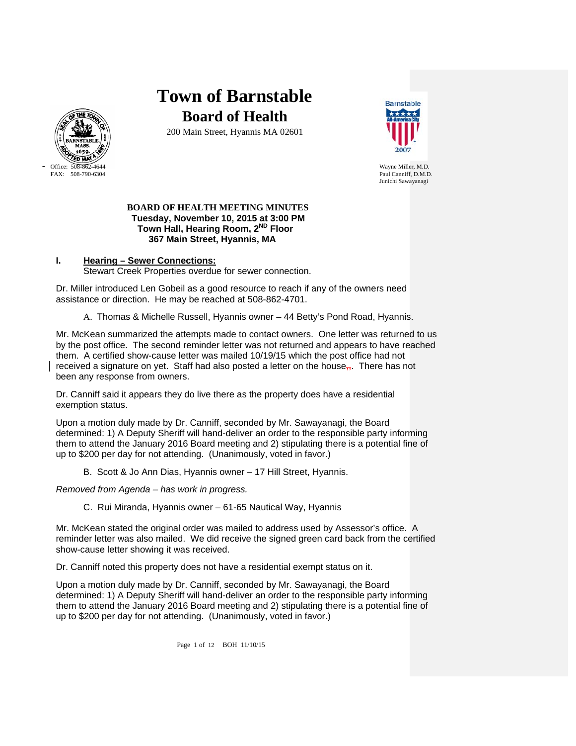# Town of Barnstable

## Board of Health

200 Main Street, Hyannis MA 02601

Office: 508-862-4644
FAX: 508-790-6304

Wayne Miller, M.D.
Paul Canniff, D.M.D.
Junichi Sawayanagi

**BOARD OF HEALTH MEETING MINUTES**
**Tuesday, November 10, 2015 at 3:00 PM**
**Town Hall, Hearing Room, 2ND Floor**
**367 Main Street, Hyannis, MA**

**I. Hearing – Sewer Connections:**
Stewart Creek Properties overdue for sewer connection.

Dr. Miller introduced Len Gobeil as a good resource to reach if any of the owners need assistance or direction. He may be reached at 508-862-4701.

A. Thomas & Michelle Russell, Hyannis owner – 44 Betty's Pond Road, Hyannis.

Mr. McKean summarized the attempts made to contact owners. One letter was returned to us by the post office. The second reminder letter was not returned and appears to have reached them. A certified show-cause letter was mailed 10/19/15 which the post office had not received a signature on yet. Staff had also posted a letter on the house. There has not been any response from owners.

Dr. Canniff said it appears they do live there as the property does have a residential exemption status.

Upon a motion duly made by Dr. Canniff, seconded by Mr. Sawayanagi, the Board determined: 1) A Deputy Sheriff will hand-deliver an order to the responsible party informing them to attend the January 2016 Board meeting and 2) stipulating there is a potential fine of up to $200 per day for not attending. (Unanimously, voted in favor.)

B. Scott & Jo Ann Dias, Hyannis owner – 17 Hill Street, Hyannis.

*Removed from Agenda – has work in progress.*

C. Rui Miranda, Hyannis owner – 61-65 Nautical Way, Hyannis

Mr. McKean stated the original order was mailed to address used by Assessor's office. A reminder letter was also mailed. We did receive the signed green card back from the certified show-cause letter showing it was received.

Dr. Canniff noted this property does not have a residential exempt status on it.

Upon a motion duly made by Dr. Canniff, seconded by Mr. Sawayanagi, the Board determined: 1) A Deputy Sheriff will hand-deliver an order to the responsible party informing them to attend the January 2016 Board meeting and 2) stipulating there is a potential fine of up to $200 per day for not attending. (Unanimously, voted in favor.)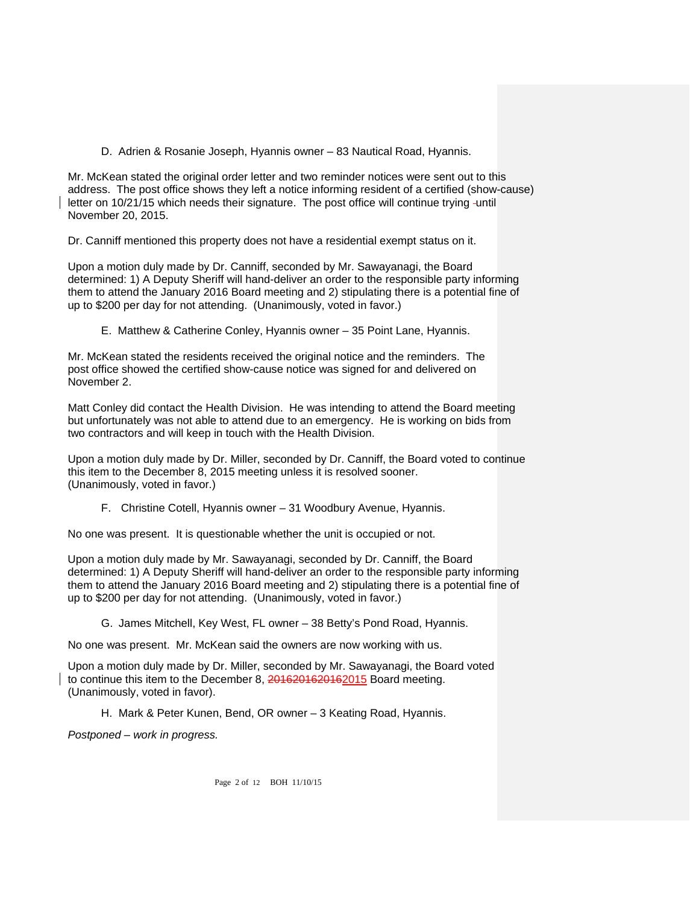D. Adrien & Rosanie Joseph, Hyannis owner – 83 Nautical Road, Hyannis.

Mr. McKean stated the original order letter and two reminder notices were sent out to this address. The post office shows they left a notice informing resident of a certified (show-cause) letter on 10/21/15 which needs their signature. The post office will continue trying until November 20, 2015.

Dr. Canniff mentioned this property does not have a residential exempt status on it.

Upon a motion duly made by Dr. Canniff, seconded by Mr. Sawayanagi, the Board determined: 1) A Deputy Sheriff will hand-deliver an order to the responsible party informing them to attend the January 2016 Board meeting and 2) stipulating there is a potential fine of up to $200 per day for not attending. (Unanimously, voted in favor.)

E. Matthew & Catherine Conley, Hyannis owner – 35 Point Lane, Hyannis.

Mr. McKean stated the residents received the original notice and the reminders. The post office showed the certified show-cause notice was signed for and delivered on November 2.

Matt Conley did contact the Health Division. He was intending to attend the Board meeting but unfortunately was not able to attend due to an emergency. He is working on bids from two contractors and will keep in touch with the Health Division.

Upon a motion duly made by Dr. Miller, seconded by Dr. Canniff, the Board voted to continue this item to the December 8, 2015 meeting unless it is resolved sooner. (Unanimously, voted in favor.)

F. Christine Cotell, Hyannis owner – 31 Woodbury Avenue, Hyannis.

No one was present. It is questionable whether the unit is occupied or not.

Upon a motion duly made by Mr. Sawayanagi, seconded by Dr. Canniff, the Board determined: 1) A Deputy Sheriff will hand-deliver an order to the responsible party informing them to attend the January 2016 Board meeting and 2) stipulating there is a potential fine of up to $200 per day for not attending. (Unanimously, voted in favor.)

G. James Mitchell, Key West, FL owner – 38 Betty's Pond Road, Hyannis.

No one was present. Mr. McKean said the owners are now working with us.

Upon a motion duly made by Dr. Miller, seconded by Mr. Sawayanagi, the Board voted to continue this item to the December 8, ~~201620162016~~2015 Board meeting. (Unanimously, voted in favor).

H. Mark & Peter Kunen, Bend, OR owner – 3 Keating Road, Hyannis.

*Postponed – work in progress.*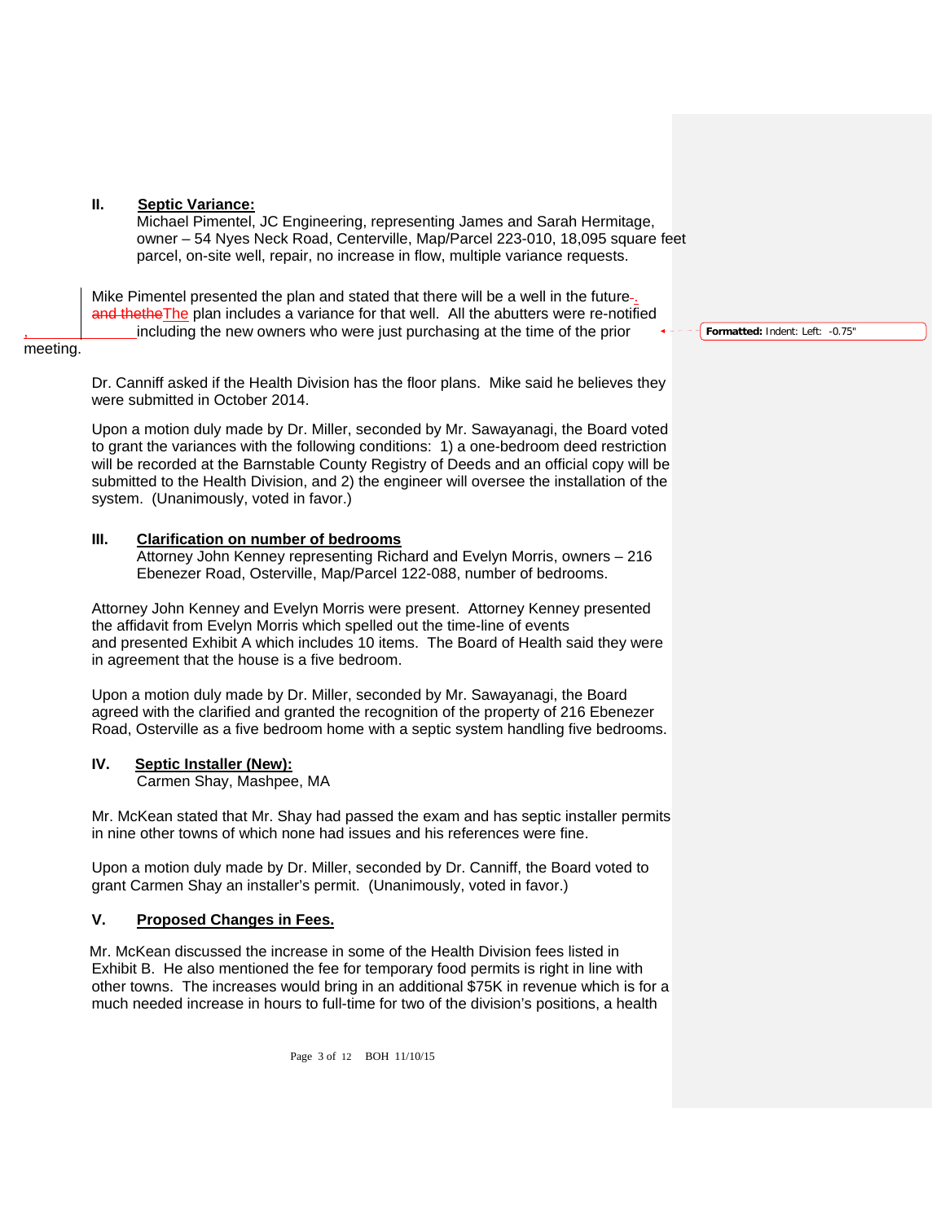**II. Septic Variance:**

Michael Pimentel, JC Engineering, representing James and Sarah Hermitage, owner – 54 Nyes Neck Road, Centerville, Map/Parcel 223-010, 18,095 square feet parcel, on-site well, repair, no increase in flow, multiple variance requests.

Mike Pimentel presented the plan and stated that there will be a well in the future. The plan includes a variance for that well. All the abutters were re-notified including the new owners who were just purchasing at the time of the prior meeting.

Dr. Canniff asked if the Health Division has the floor plans. Mike said he believes they were submitted in October 2014.

Upon a motion duly made by Dr. Miller, seconded by Mr. Sawayanagi, the Board voted to grant the variances with the following conditions: 1) a one-bedroom deed restriction will be recorded at the Barnstable County Registry of Deeds and an official copy will be submitted to the Health Division, and 2) the engineer will oversee the installation of the system. (Unanimously, voted in favor.)

**III. Clarification on number of bedrooms**

Attorney John Kenney representing Richard and Evelyn Morris, owners – 216 Ebenezer Road, Osterville, Map/Parcel 122-088, number of bedrooms.

Attorney John Kenney and Evelyn Morris were present. Attorney Kenney presented the affidavit from Evelyn Morris which spelled out the time-line of events and presented Exhibit A which includes 10 items. The Board of Health said they were in agreement that the house is a five bedroom.

Upon a motion duly made by Dr. Miller, seconded by Mr. Sawayanagi, the Board agreed with the clarified and granted the recognition of the property of 216 Ebenezer Road, Osterville as a five bedroom home with a septic system handling five bedrooms.

**IV. Septic Installer (New):**

Carmen Shay, Mashpee, MA

Mr. McKean stated that Mr. Shay had passed the exam and has septic installer permits in nine other towns of which none had issues and his references were fine.

Upon a motion duly made by Dr. Miller, seconded by Dr. Canniff, the Board voted to grant Carmen Shay an installer's permit. (Unanimously, voted in favor.)

**V. Proposed Changes in Fees.**

Mr. McKean discussed the increase in some of the Health Division fees listed in Exhibit B. He also mentioned the fee for temporary food permits is right in line with other towns. The increases would bring in an additional $75K in revenue which is for a much needed increase in hours to full-time for two of the division's positions, a health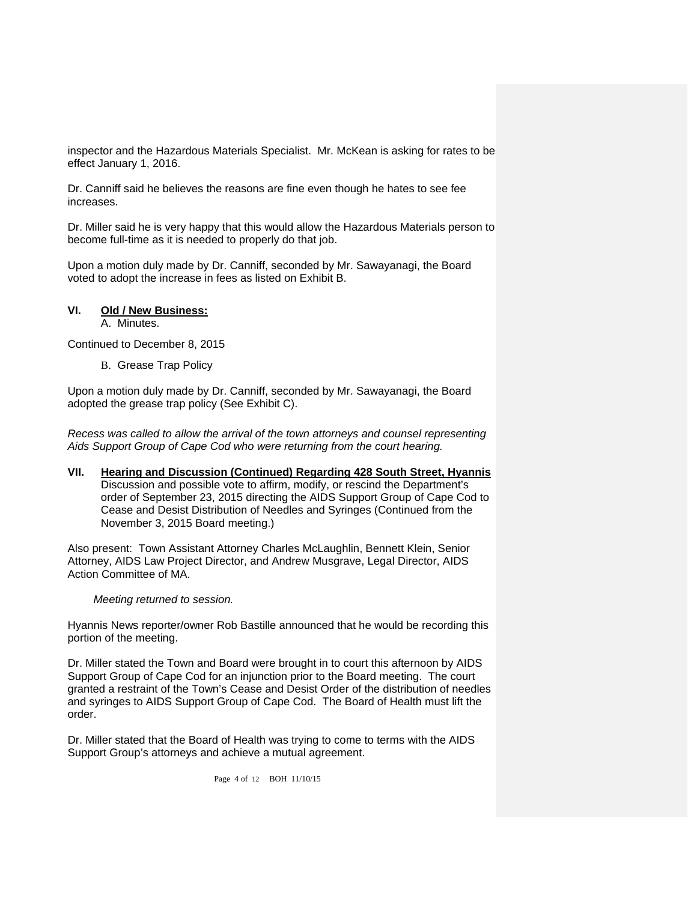inspector and the Hazardous Materials Specialist. Mr. McKean is asking for rates to be effect January 1, 2016.

Dr. Canniff said he believes the reasons are fine even though he hates to see fee increases.

Dr. Miller said he is very happy that this would allow the Hazardous Materials person to become full-time as it is needed to properly do that job.

Upon a motion duly made by Dr. Canniff, seconded by Mr. Sawayanagi, the Board voted to adopt the increase in fees as listed on Exhibit B.

## VI. Old / New Business:

A. Minutes.

Continued to December 8, 2015

B. Grease Trap Policy

Upon a motion duly made by Dr. Canniff, seconded by Mr. Sawayanagi, the Board adopted the grease trap policy (See Exhibit C).

*Recess was called to allow the arrival of the town attorneys and counsel representing Aids Support Group of Cape Cod who were returning from the court hearing.*

## VII. Hearing and Discussion (Continued) Regarding 428 South Street, Hyannis

Discussion and possible vote to affirm, modify, or rescind the Department's order of September 23, 2015 directing the AIDS Support Group of Cape Cod to Cease and Desist Distribution of Needles and Syringes (Continued from the November 3, 2015 Board meeting.)

Also present: Town Assistant Attorney Charles McLaughlin, Bennett Klein, Senior Attorney, AIDS Law Project Director, and Andrew Musgrave, Legal Director, AIDS Action Committee of MA.

*Meeting returned to session.*

Hyannis News reporter/owner Rob Bastille announced that he would be recording this portion of the meeting.

Dr. Miller stated the Town and Board were brought in to court this afternoon by AIDS Support Group of Cape Cod for an injunction prior to the Board meeting. The court granted a restraint of the Town's Cease and Desist Order of the distribution of needles and syringes to AIDS Support Group of Cape Cod. The Board of Health must lift the order.

Dr. Miller stated that the Board of Health was trying to come to terms with the AIDS Support Group's attorneys and achieve a mutual agreement.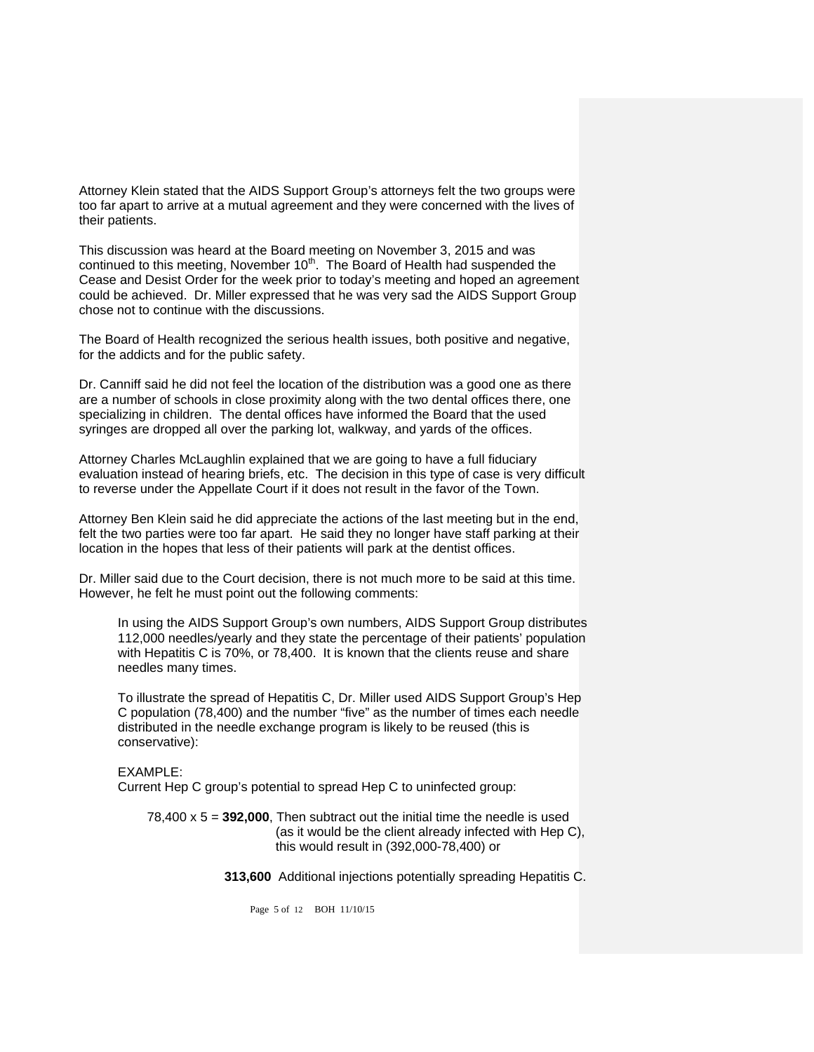Attorney Klein stated that the AIDS Support Group's attorneys felt the two groups were too far apart to arrive at a mutual agreement and they were concerned with the lives of their patients.

This discussion was heard at the Board meeting on November 3, 2015 and was continued to this meeting, November 10th. The Board of Health had suspended the Cease and Desist Order for the week prior to today's meeting and hoped an agreement could be achieved. Dr. Miller expressed that he was very sad the AIDS Support Group chose not to continue with the discussions.

The Board of Health recognized the serious health issues, both positive and negative, for the addicts and for the public safety.

Dr. Canniff said he did not feel the location of the distribution was a good one as there are a number of schools in close proximity along with the two dental offices there, one specializing in children. The dental offices have informed the Board that the used syringes are dropped all over the parking lot, walkway, and yards of the offices.

Attorney Charles McLaughlin explained that we are going to have a full fiduciary evaluation instead of hearing briefs, etc. The decision in this type of case is very difficult to reverse under the Appellate Court if it does not result in the favor of the Town.

Attorney Ben Klein said he did appreciate the actions of the last meeting but in the end, felt the two parties were too far apart. He said they no longer have staff parking at their location in the hopes that less of their patients will park at the dentist offices.

Dr. Miller said due to the Court decision, there is not much more to be said at this time. However, he felt he must point out the following comments:

> In using the AIDS Support Group's own numbers, AIDS Support Group distributes 112,000 needles/yearly and they state the percentage of their patients' population with Hepatitis C is 70%, or 78,400. It is known that the clients reuse and share needles many times.
>
> To illustrate the spread of Hepatitis C, Dr. Miller used AIDS Support Group's Hep C population (78,400) and the number "five" as the number of times each needle distributed in the needle exchange program is likely to be reused (this is conservative):
>
> EXAMPLE:
> Current Hep C group's potential to spread Hep C to uninfected group:
>
> 78,400 x 5 = **392,000**, Then subtract out the initial time the needle is used (as it would be the client already infected with Hep C), this would result in (392,000-78,400) or
>
> **313,600** Additional injections potentially spreading Hepatitis C.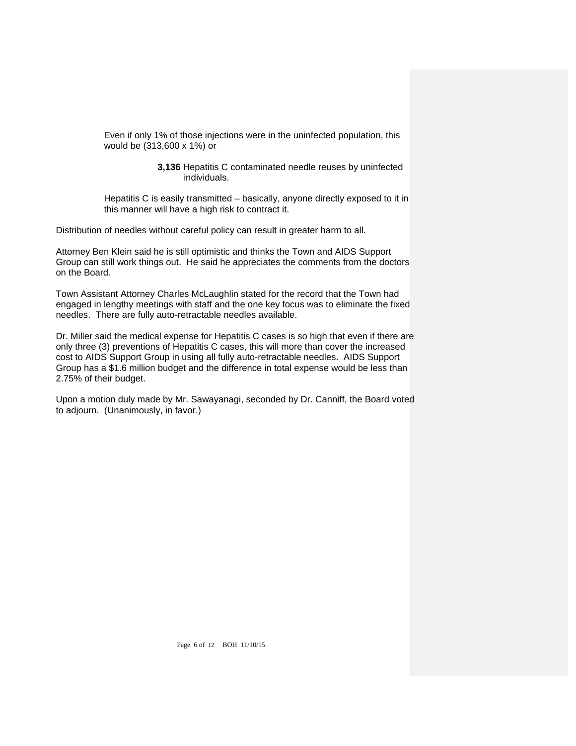Even if only 1% of those injections were in the uninfected population, this would be (313,600 x 1%) or

**3,136** Hepatitis C contaminated needle reuses by uninfected individuals.

Hepatitis C is easily transmitted – basically, anyone directly exposed to it in this manner will have a high risk to contract it.

Distribution of needles without careful policy can result in greater harm to all.

Attorney Ben Klein said he is still optimistic and thinks the Town and AIDS Support Group can still work things out. He said he appreciates the comments from the doctors on the Board.

Town Assistant Attorney Charles McLaughlin stated for the record that the Town had engaged in lengthy meetings with staff and the one key focus was to eliminate the fixed needles. There are fully auto-retractable needles available.

Dr. Miller said the medical expense for Hepatitis C cases is so high that even if there are only three (3) preventions of Hepatitis C cases, this will more than cover the increased cost to AIDS Support Group in using all fully auto-retractable needles. AIDS Support Group has a $1.6 million budget and the difference in total expense would be less than 2.75% of their budget.

Upon a motion duly made by Mr. Sawayanagi, seconded by Dr. Canniff, the Board voted to adjourn. (Unanimously, in favor.)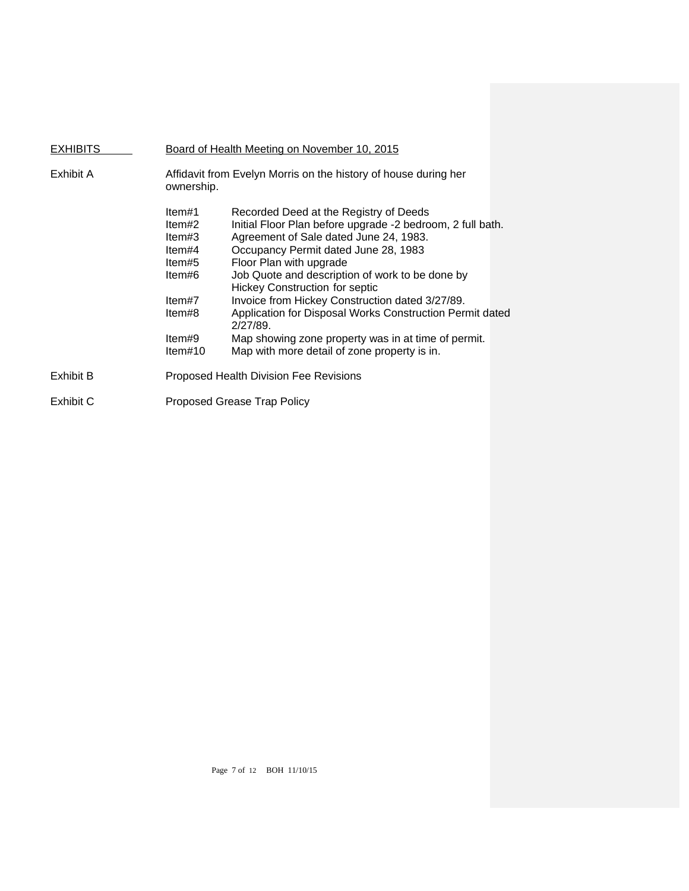<u>EXHIBITS</u> — <u>Board of Health Meeting on November 10, 2015</u>

**Exhibit A** — Affidavit from Evelyn Morris on the history of house during her ownership.

| | |
|---|---|
| Item#1 | Recorded Deed at the Registry of Deeds |
| Item#2 | Initial Floor Plan before upgrade -2 bedroom, 2 full bath. |
| Item#3 | Agreement of Sale dated June 24, 1983. |
| Item#4 | Occupancy Permit dated June 28, 1983 |
| Item#5 | Floor Plan with upgrade |
| Item#6 | Job Quote and description of work to be done by Hickey Construction for septic |
| Item#7 | Invoice from Hickey Construction dated 3/27/89. |
| Item#8 | Application for Disposal Works Construction Permit dated 2/27/89. |
| Item#9 | Map showing zone property was in at time of permit. |
| Item#10 | Map with more detail of zone property is in. |

**Exhibit B** — Proposed Health Division Fee Revisions

**Exhibit C** — Proposed Grease Trap Policy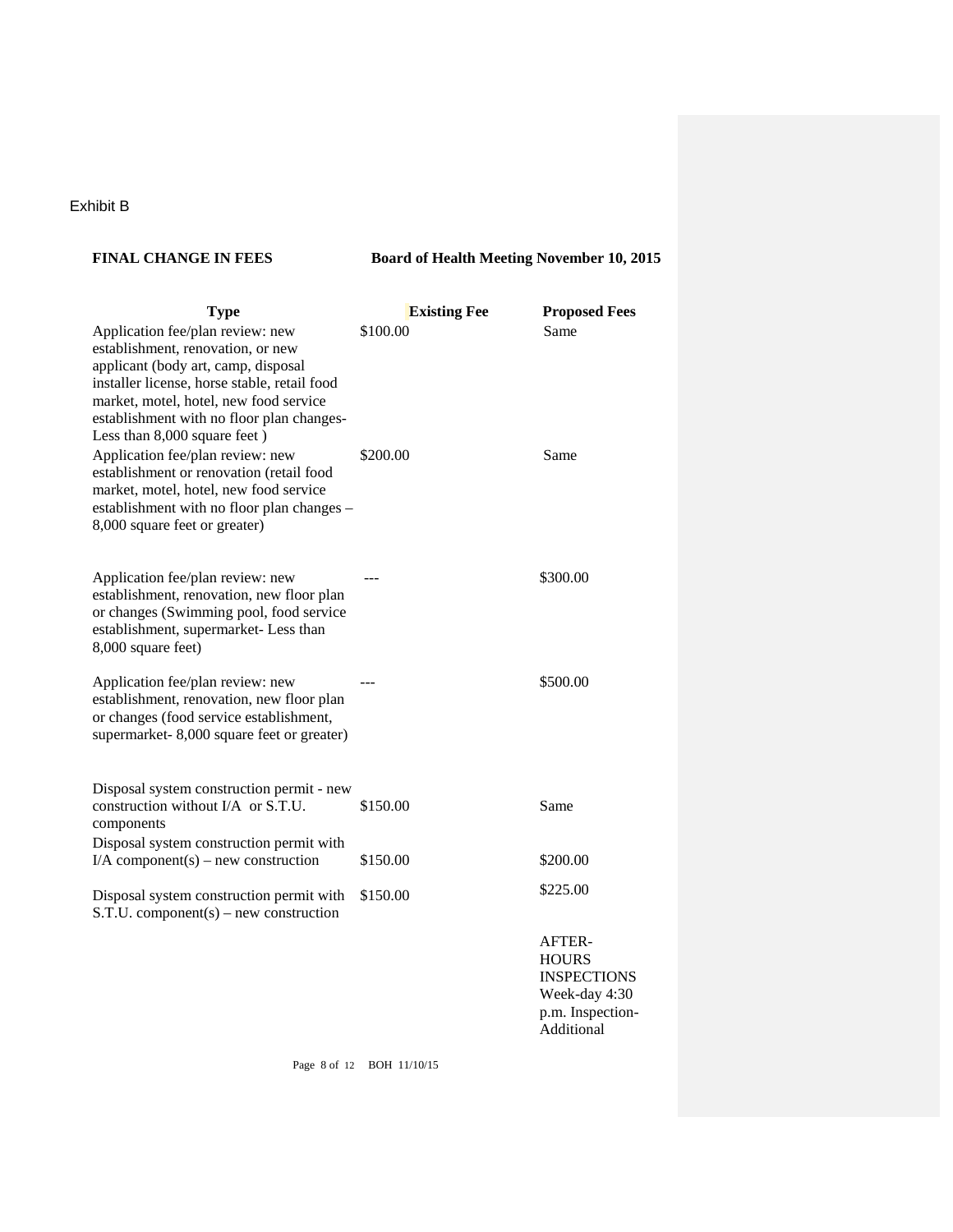Exhibit B

**FINAL CHANGE IN FEES** **Board of Health Meeting November 10, 2015**

| Type | Existing Fee | Proposed Fees |
|---|---|---|
| Application fee/plan review: new establishment, renovation, or new applicant (body art, camp, disposal installer license, horse stable, retail food market, motel, hotel, new food service establishment with no floor plan changes- Less than 8,000 square feet ) | $100.00 | Same |
| Application fee/plan review: new establishment or renovation (retail food market, motel, hotel, new food service establishment with no floor plan changes – 8,000 square feet or greater) | $200.00 | Same |
| Application fee/plan review: new establishment, renovation, new floor plan or changes (Swimming pool, food service establishment, supermarket- Less than 8,000 square feet) | --- | $300.00 |
| Application fee/plan review: new establishment, renovation, new floor plan or changes (food service establishment, supermarket- 8,000 square feet or greater) | --- | $500.00 |
| Disposal system construction permit - new construction without I/A or S.T.U. components | $150.00 | Same |
| Disposal system construction permit with I/A component(s) – new construction | $150.00 | $200.00 |
| Disposal system construction permit with S.T.U. component(s) – new construction | $150.00 | $225.00 |
| | | AFTER-HOURS INSPECTIONS Week-day 4:30 p.m. Inspection- Additional |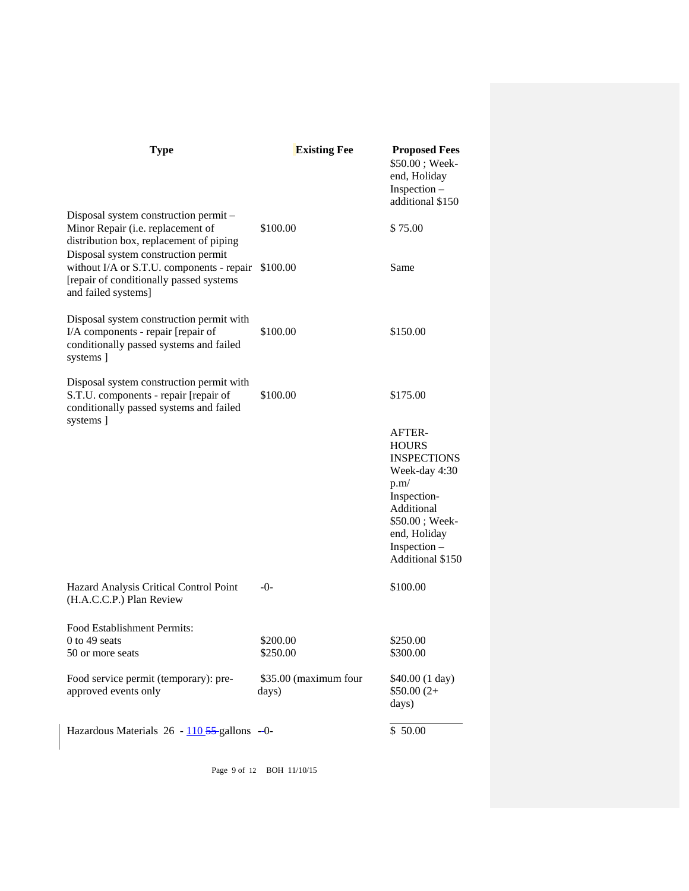| Type | Existing Fee | Proposed Fees |
|---|---|---|
| | | $50.00 ; Week-end, Holiday Inspection – additional $150 |
| Disposal system construction permit – Minor Repair (i.e. replacement of distribution box, replacement of piping | $100.00 | $ 75.00 |
| Disposal system construction permit without I/A or S.T.U. components - repair [repair of conditionally passed systems and failed systems] | $100.00 | Same |
| Disposal system construction permit with I/A components - repair [repair of conditionally passed systems and failed systems ] | $100.00 | $150.00 |
| Disposal system construction permit with S.T.U. components - repair [repair of conditionally passed systems and failed systems ] | $100.00 | $175.00 |
| | | AFTER-HOURS INSPECTIONS Week-day 4:30 p.m/ Inspection- Additional $50.00 ; Week-end, Holiday Inspection – Additional $150 |
| Hazard Analysis Critical Control Point (H.A.C.C.P.) Plan Review | -0- | $100.00 |
| Food Establishment Permits: | | |
| 0 to 49 seats | $200.00 | $250.00 |
| 50 or more seats | $250.00 | $300.00 |
| Food service permit (temporary): pre-approved events only | $35.00 (maximum four days) | $40.00 (1 day) $50.00 (2+ days) |
| Hazardous Materials 26 - 110 ~~55~~ gallons | -0- | $ 50.00 |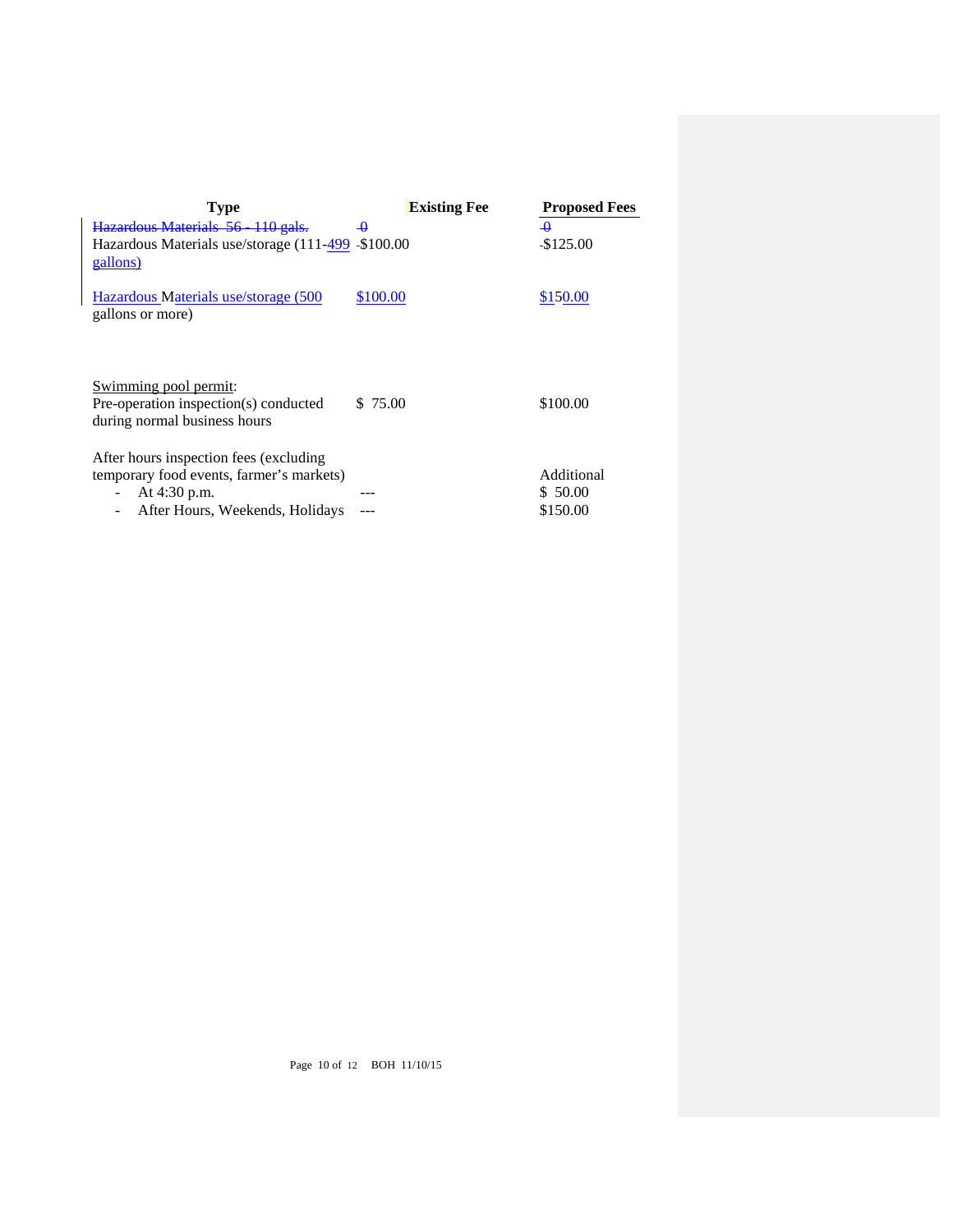| Type | Existing Fee | Proposed Fees |
|---|---|---|
| ~~Hazardous Materials 56 - 110 gals.~~ | ~~0~~ | ~~0~~ |
| Hazardous Materials use/storage (111-499 gallons) | $100.00 | $125.00 |
| Hazardous Materials use/storage (500 gallons or more) | $100.00 | $150.00 |
| | | |
| Swimming pool permit: | | |
| Pre-operation inspection(s) conducted during normal business hours | $ 75.00 | $100.00 |
| | | |
| After hours inspection fees (excluding temporary food events, farmer's markets) | | Additional |
| - At 4:30 p.m. | --- | $ 50.00 |
| - After Hours, Weekends, Holidays | --- | $150.00 |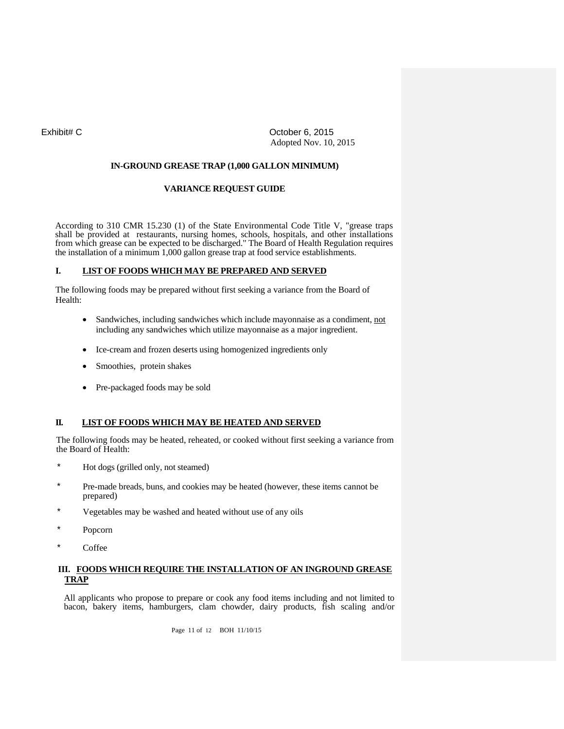Exhibit# C

October 6, 2015
Adopted Nov. 10, 2015

**IN-GROUND GREASE TRAP (1,000 GALLON MINIMUM)**

**VARIANCE REQUEST GUIDE**

According to 310 CMR 15.230 (1) of the State Environmental Code Title V, "grease traps shall be provided at restaurants, nursing homes, schools, hospitals, and other installations from which grease can be expected to be discharged." The Board of Health Regulation requires the installation of a minimum 1,000 gallon grease trap at food service establishments.

## I. LIST OF FOODS WHICH MAY BE PREPARED AND SERVED

The following foods may be prepared without first seeking a variance from the Board of Health:

- Sandwiches, including sandwiches which include mayonnaise as a condiment, <u>not</u> including any sandwiches which utilize mayonnaise as a major ingredient.
- Ice-cream and frozen deserts using homogenized ingredients only
- Smoothies, protein shakes
- Pre-packaged foods may be sold

## II. LIST OF FOODS WHICH MAY BE HEATED AND SERVED

The following foods may be heated, reheated, or cooked without first seeking a variance from the Board of Health:

* Hot dogs (grilled only, not steamed)
* Pre-made breads, buns, and cookies may be heated (however, these items cannot be prepared)
* Vegetables may be washed and heated without use of any oils
* Popcorn
* Coffee

## III. FOODS WHICH REQUIRE THE INSTALLATION OF AN INGROUND GREASE TRAP

All applicants who propose to prepare or cook any food items including and not limited to bacon, bakery items, hamburgers, clam chowder, dairy products, fish scaling and/or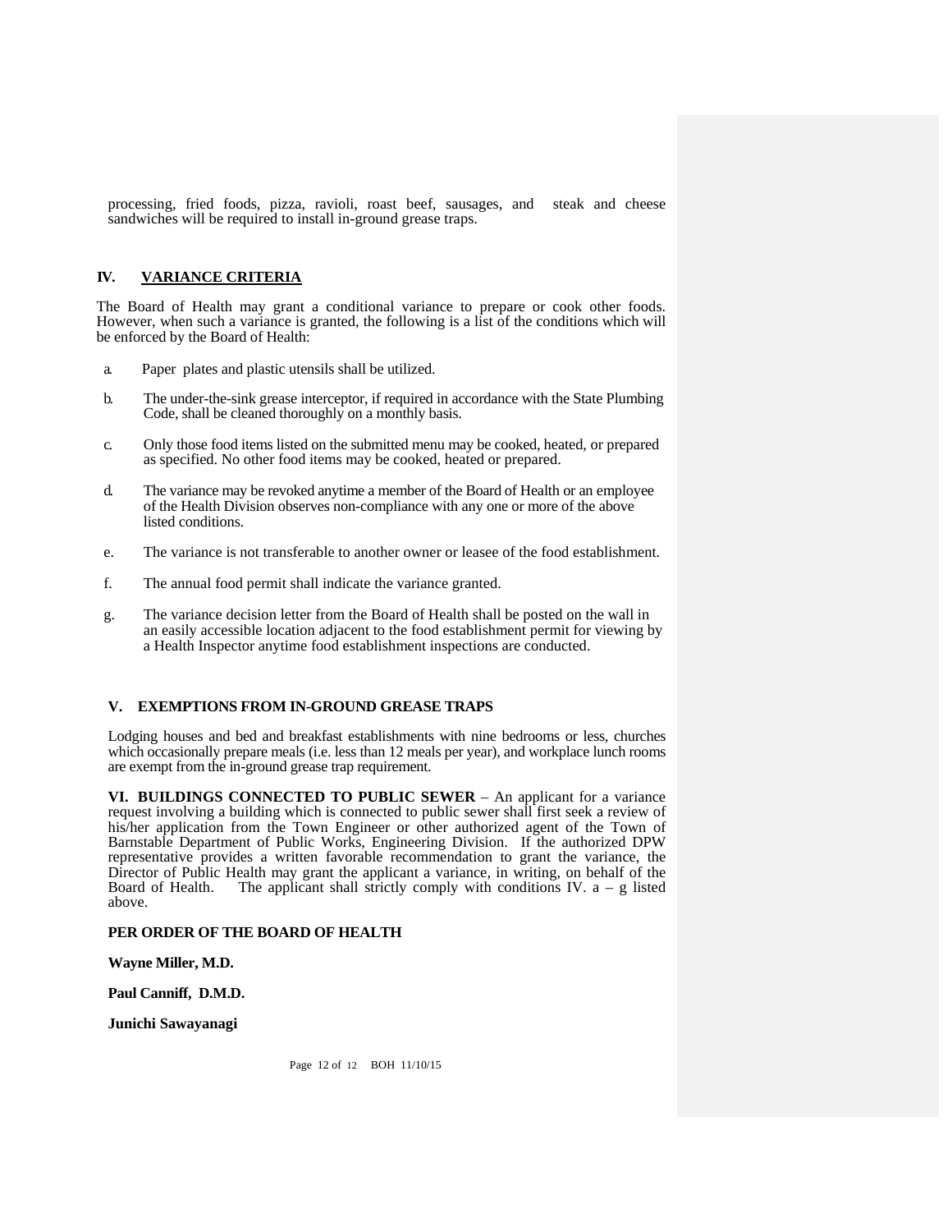processing, fried foods, pizza, ravioli, roast beef, sausages, and steak and cheese sandwiches will be required to install in-ground grease traps.

## IV. VARIANCE CRITERIA

The Board of Health may grant a conditional variance to prepare or cook other foods. However, when such a variance is granted, the following is a list of the conditions which will be enforced by the Board of Health:

a. Paper plates and plastic utensils shall be utilized.

b. The under-the-sink grease interceptor, if required in accordance with the State Plumbing Code, shall be cleaned thoroughly on a monthly basis.

c. Only those food items listed on the submitted menu may be cooked, heated, or prepared as specified. No other food items may be cooked, heated or prepared.

d. The variance may be revoked anytime a member of the Board of Health or an employee of the Health Division observes non-compliance with any one or more of the above listed conditions.

e. The variance is not transferable to another owner or leasee of the food establishment.

f. The annual food permit shall indicate the variance granted.

g. The variance decision letter from the Board of Health shall be posted on the wall in an easily accessible location adjacent to the food establishment permit for viewing by a Health Inspector anytime food establishment inspections are conducted.

## V. EXEMPTIONS FROM IN-GROUND GREASE TRAPS

Lodging houses and bed and breakfast establishments with nine bedrooms or less, churches which occasionally prepare meals (i.e. less than 12 meals per year), and workplace lunch rooms are exempt from the in-ground grease trap requirement.

**VI. BUILDINGS CONNECTED TO PUBLIC SEWER** – An applicant for a variance request involving a building which is connected to public sewer shall first seek a review of his/her application from the Town Engineer or other authorized agent of the Town of Barnstable Department of Public Works, Engineering Division. If the authorized DPW representative provides a written favorable recommendation to grant the variance, the Director of Public Health may grant the applicant a variance, in writing, on behalf of the Board of Health. The applicant shall strictly comply with conditions IV. a – g listed above.

**PER ORDER OF THE BOARD OF HEALTH**

**Wayne Miller, M.D.**

**Paul Canniff, D.M.D.**

**Junichi Sawayanagi**